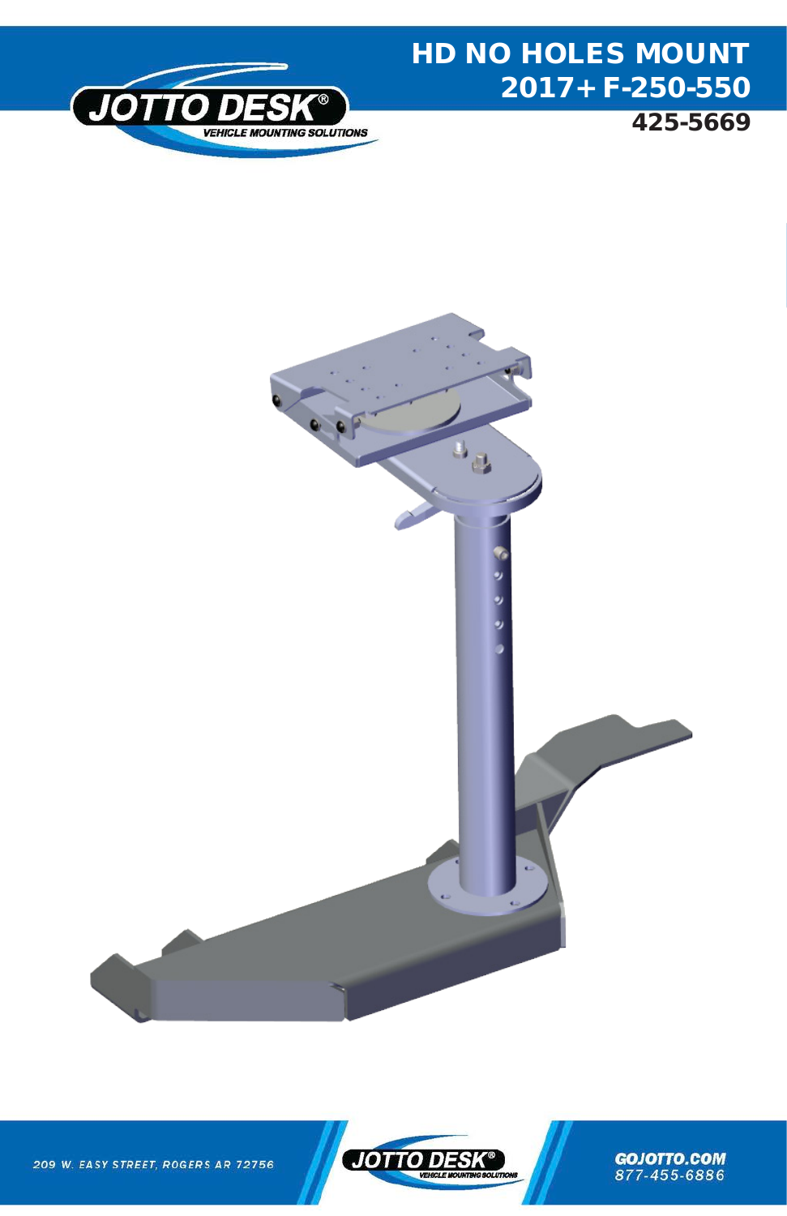# HD NO HOLES MOUNT 2017+ F-250-550

**425-5669**

209 W. EASY STREET, ROGERS AR 72756

GOJOTTO.COM
877-455-6886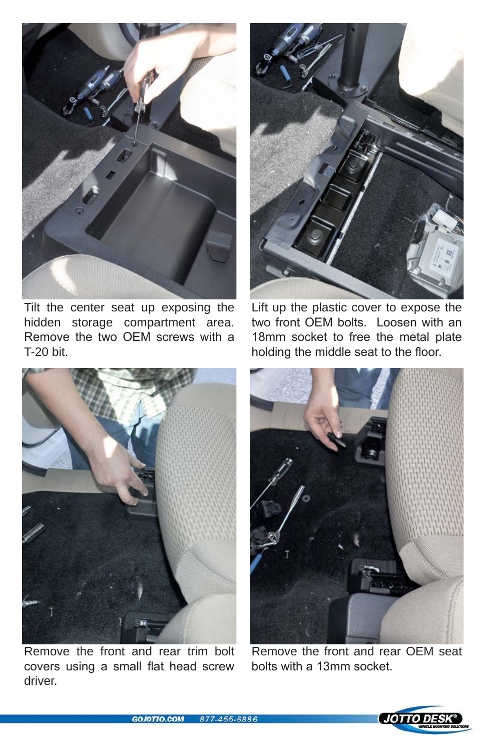Tilt the center seat up exposing the hidden storage compartment area. Remove the two OEM screws with a T-20 bit.

Lift up the plastic cover to expose the two front OEM bolts. Loosen with an 18mm socket to free the metal plate holding the middle seat to the floor.

Remove the front and rear trim bolt covers using a small flat head screw driver.

Remove the front and rear OEM seat bolts with a 13mm socket.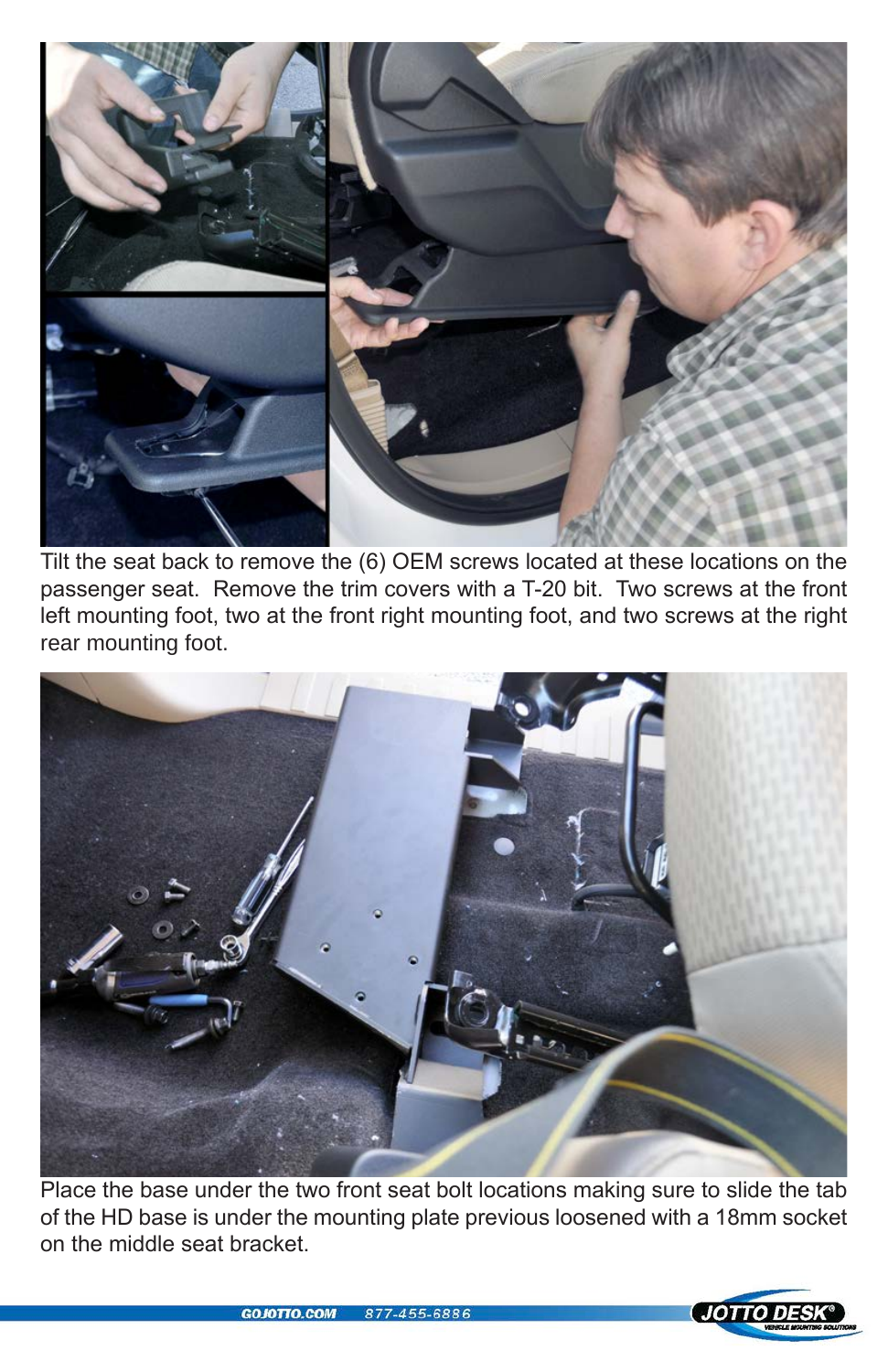Tilt the seat back to remove the (6) OEM screws located at these locations on the passenger seat. Remove the trim covers with a T-20 bit. Two screws at the front left mounting foot, two at the front right mounting foot, and two screws at the right rear mounting foot.

Place the base under the two front seat bolt locations making sure to slide the tab of the HD base is under the mounting plate previous loosened with a 18mm socket on the middle seat bracket.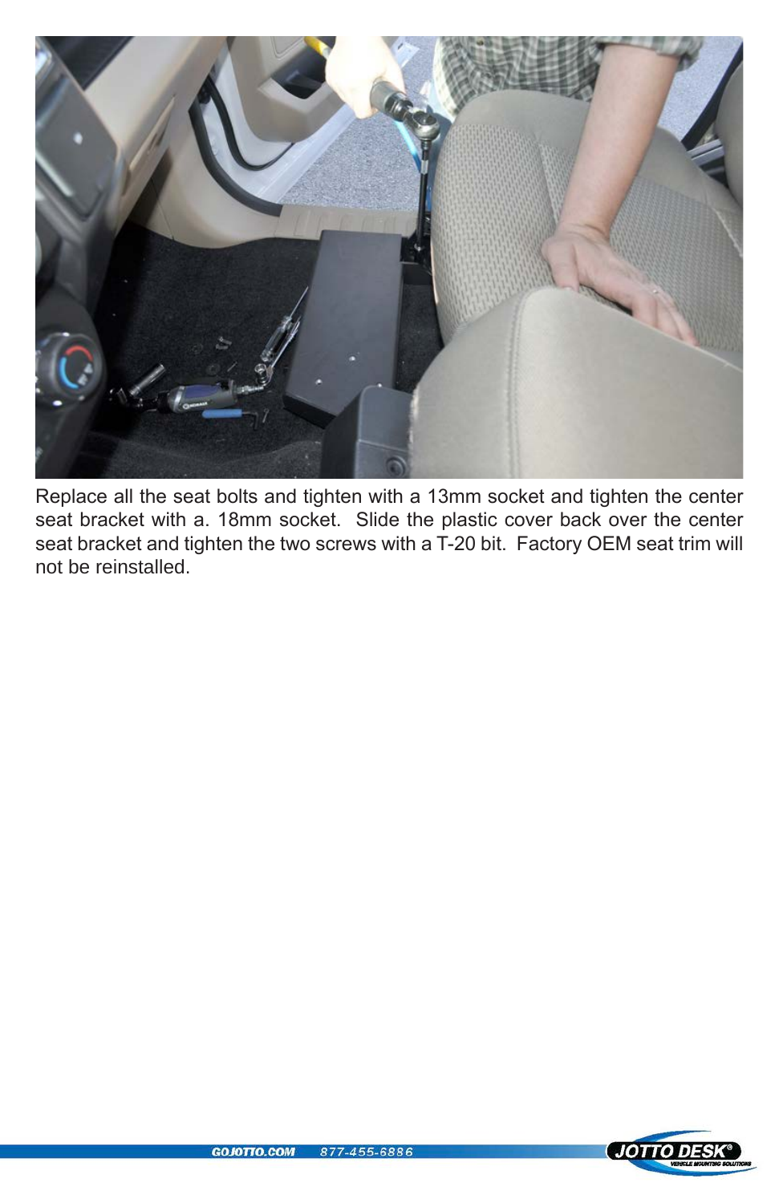Replace all the seat bolts and tighten with a 13mm socket and tighten the center seat bracket with a. 18mm socket. Slide the plastic cover back over the center seat bracket and tighten the two screws with a T-20 bit. Factory OEM seat trim will not be reinstalled.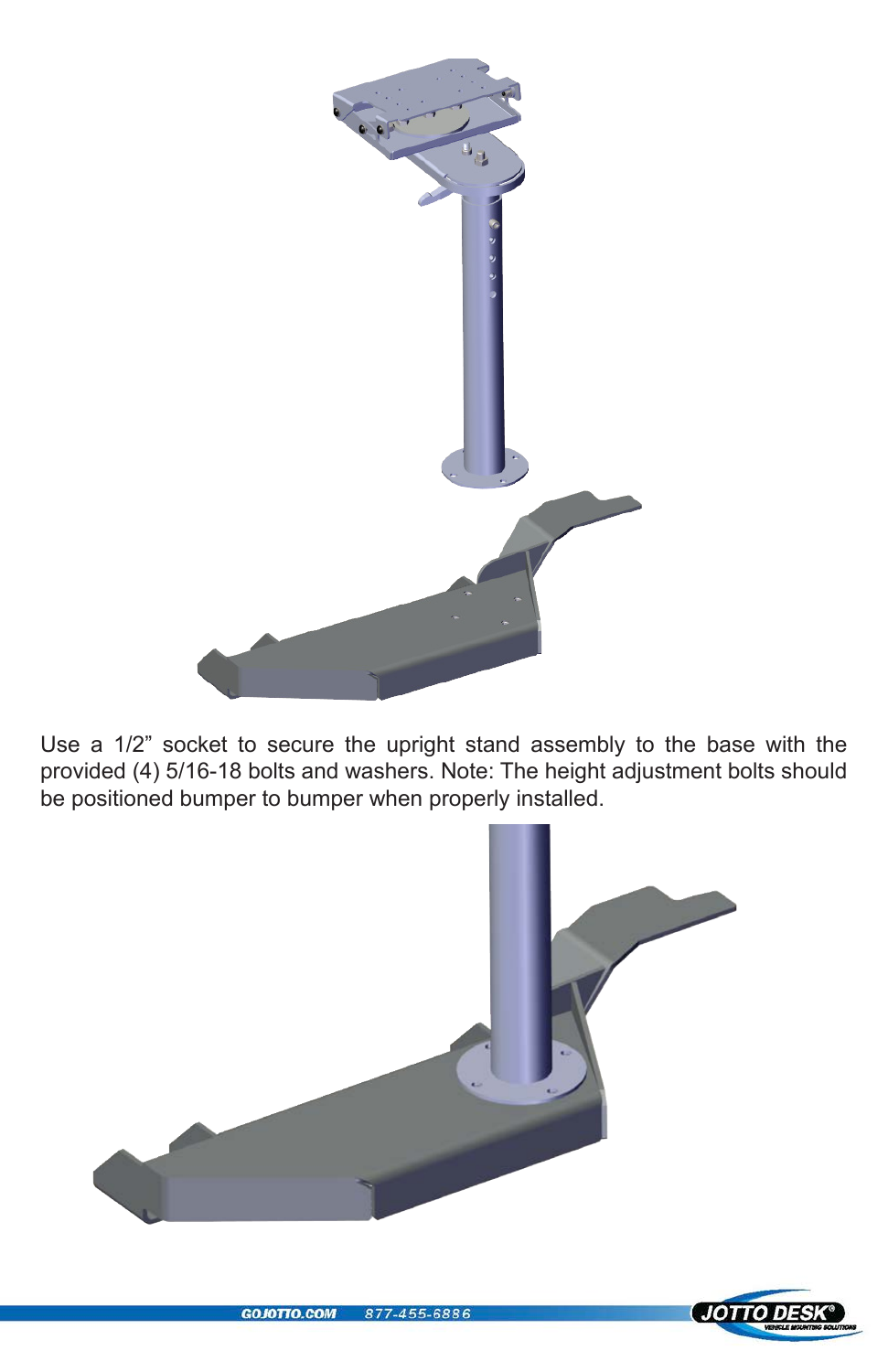Use a 1/2" socket to secure the upright stand assembly to the base with the provided (4) 5/16-18 bolts and washers. Note: The height adjustment bolts should be positioned bumper to bumper when properly installed.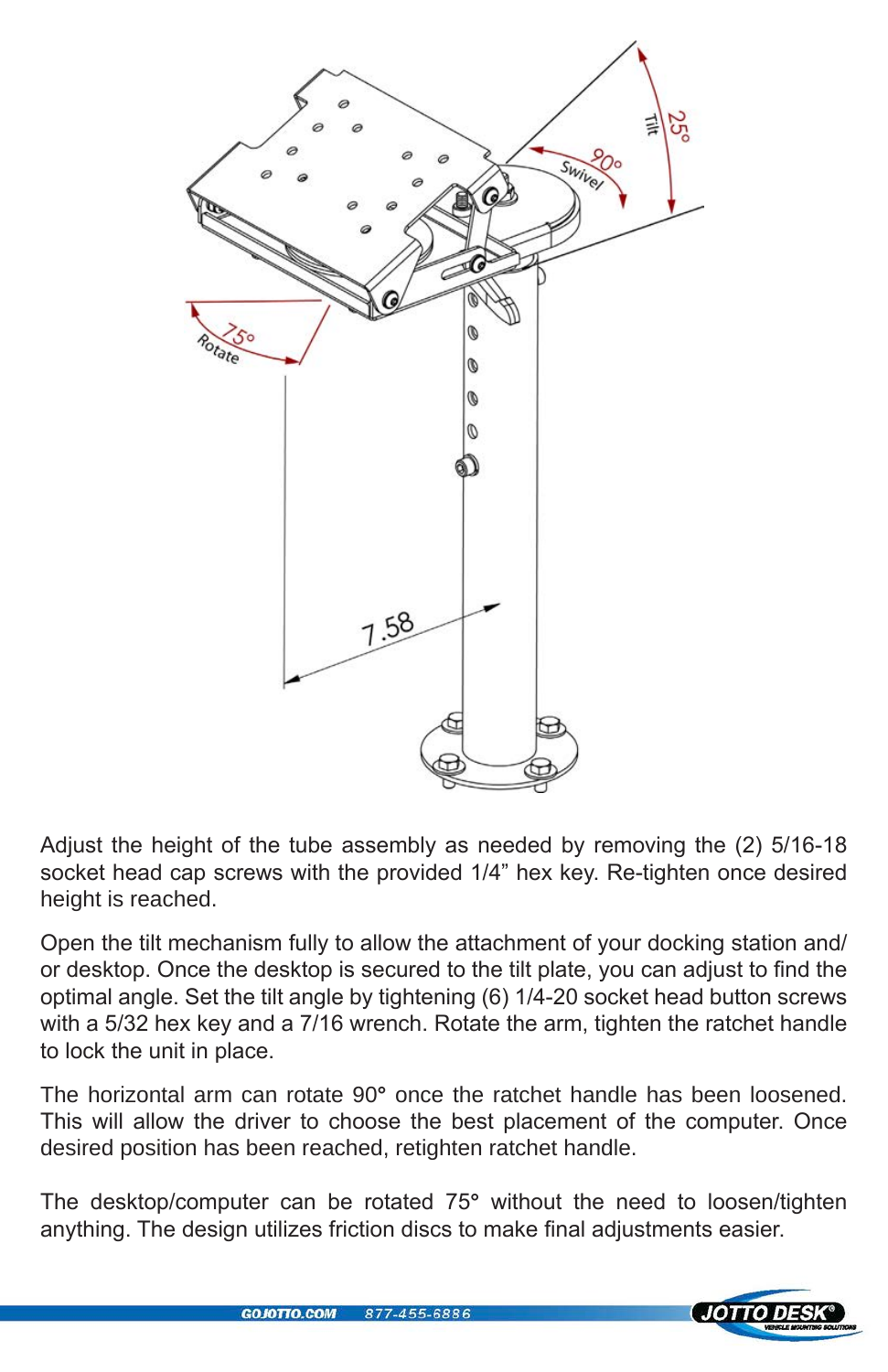Adjust the height of the tube assembly as needed by removing the (2) 5/16-18 socket head cap screws with the provided 1/4" hex key. Re-tighten once desired height is reached.

Open the tilt mechanism fully to allow the attachment of your docking station and/or desktop. Once the desktop is secured to the tilt plate, you can adjust to find the optimal angle. Set the tilt angle by tightening (6) 1/4-20 socket head button screws with a 5/32 hex key and a 7/16 wrench. Rotate the arm, tighten the ratchet handle to lock the unit in place.

The horizontal arm can rotate 90° once the ratchet handle has been loosened. This will allow the driver to choose the best placement of the computer. Once desired position has been reached, retighten ratchet handle.

The desktop/computer can be rotated 75° without the need to loosen/tighten anything. The design utilizes friction discs to make final adjustments easier.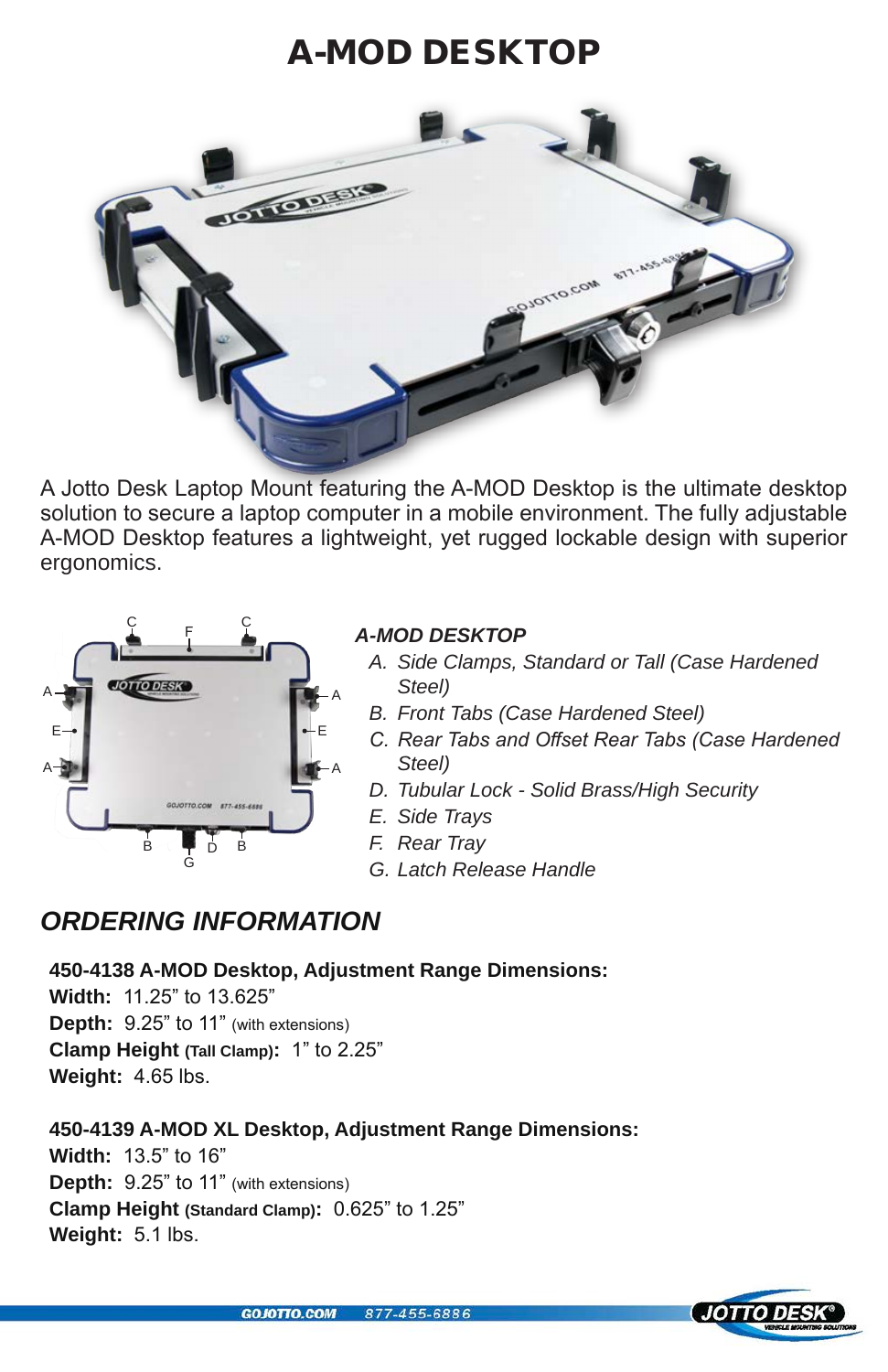# A-MOD DESKTOP

A Jotto Desk Laptop Mount featuring the A-MOD Desktop is the ultimate desktop solution to secure a laptop computer in a mobile environment. The fully adjustable A-MOD Desktop features a lightweight, yet rugged lockable design with superior ergonomics.

***A-MOD DESKTOP***

*A. Side Clamps, Standard or Tall (Case Hardened Steel)*
*B. Front Tabs (Case Hardened Steel)*
*C. Rear Tabs and Offset Rear Tabs (Case Hardened Steel)*
*D. Tubular Lock - Solid Brass/High Security*
*E. Side Trays*
*F. Rear Tray*
*G. Latch Release Handle*

## *ORDERING INFORMATION*

**450-4138 A-MOD Desktop, Adjustment Range Dimensions:**
**Width:** 11.25" to 13.625"
**Depth:** 9.25" to 11" (with extensions)
**Clamp Height (Tall Clamp):** 1" to 2.25"
**Weight:** 4.65 lbs.

**450-4139 A-MOD XL Desktop, Adjustment Range Dimensions:**
**Width:** 13.5" to 16"
**Depth:** 9.25" to 11" (with extensions)
**Clamp Height (Standard Clamp):** 0.625" to 1.25"
**Weight:** 5.1 lbs.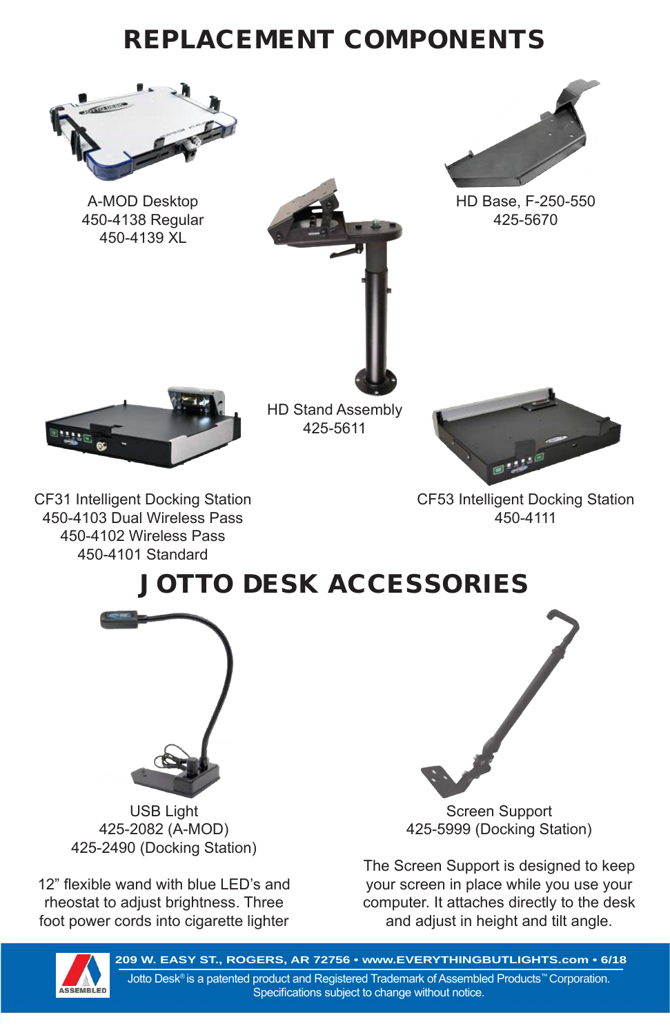# REPLACEMENT COMPONENTS

A-MOD Desktop
450-4138 Regular
450-4139 XL

HD Base, F-250-550
425-5670

HD Stand Assembly
425-5611

CF31 Intelligent Docking Station
450-4103 Dual Wireless Pass
450-4102 Wireless Pass
450-4101 Standard

CF53 Intelligent Docking Station
450-4111

# JOTTO DESK ACCESSORIES

USB Light
425-2082 (A-MOD)
425-2490 (Docking Station)

12” flexible wand with blue LED’s and rheostat to adjust brightness. Three foot power cords into cigarette lighter

Screen Support
425-5999 (Docking Station)

The Screen Support is designed to keep your screen in place while you use your computer. It attaches directly to the desk and adjust in height and tilt angle.

ASSEMBLED

**209 W. EASY ST., ROGERS, AR 72756 • www.EVERYTHINGBUTLIGHTS.com • 6/18**

Jotto Desk® is a patented product and Registered Trademark of Assembled Products™ Corporation.
Specifications subject to change without notice.